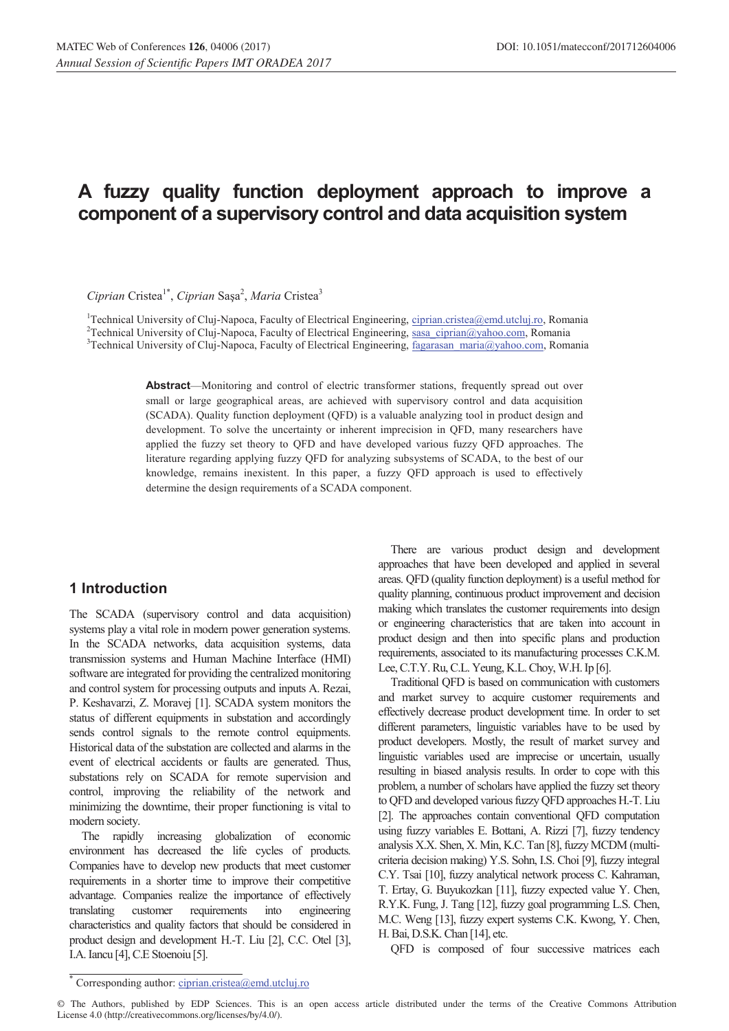# A fuzzy quality function deployment approach to improve a component of a supervisory control and data acquisition system

*Ciprian* Cristea[1*], *Ciprian* Saşa[2], *Maria* Cristea[3]

[1]Technical University of Cluj-Napoca, Faculty of Electrical Engineering, ciprian.cristea@emd.utcluj.ro, Romania
[2]Technical University of Cluj-Napoca, Faculty of Electrical Engineering, sasa_ciprian@yahoo.com, Romania
[3]Technical University of Cluj-Napoca, Faculty of Electrical Engineering, fagarasan_maria@yahoo.com, Romania

**Abstract**—Monitoring and control of electric transformer stations, frequently spread out over small or large geographical areas, are achieved with supervisory control and data acquisition (SCADA). Quality function deployment (QFD) is a valuable analyzing tool in product design and development. To solve the uncertainty or inherent imprecision in QFD, many researchers have applied the fuzzy set theory to QFD and have developed various fuzzy QFD approaches. The literature regarding applying fuzzy QFD for analyzing subsystems of SCADA, to the best of our knowledge, remains inexistent. In this paper, a fuzzy QFD approach is used to effectively determine the design requirements of a SCADA component.

## 1 Introduction

The SCADA (supervisory control and data acquisition) systems play a vital role in modern power generation systems. In the SCADA networks, data acquisition systems, data transmission systems and Human Machine Interface (HMI) software are integrated for providing the centralized monitoring and control system for processing outputs and inputs A. Rezai, P. Keshavarzi, Z. Moravej [1]. SCADA system monitors the status of different equipments in substation and accordingly sends control signals to the remote control equipments. Historical data of the substation are collected and alarms in the event of electrical accidents or faults are generated. Thus, substations rely on SCADA for remote supervision and control, improving the reliability of the network and minimizing the downtime, their proper functioning is vital to modern society.

The rapidly increasing globalization of economic environment has decreased the life cycles of products. Companies have to develop new products that meet customer requirements in a shorter time to improve their competitive advantage. Companies realize the importance of effectively translating customer requirements into engineering characteristics and quality factors that should be considered in product design and development H.-T. Liu [2], C.C. Otel [3], I.A. Iancu [4], C.E Stoenoiu [5].

There are various product design and development approaches that have been developed and applied in several areas. QFD (quality function deployment) is a useful method for quality planning, continuous product improvement and decision making which translates the customer requirements into design or engineering characteristics that are taken into account in product design and then into specific plans and production requirements, associated to its manufacturing processes C.K.M. Lee, C.T.Y. Ru, C.L. Yeung, K.L. Choy, W.H. Ip [6].

Traditional QFD is based on communication with customers and market survey to acquire customer requirements and effectively decrease product development time. In order to set different parameters, linguistic variables have to be used by product developers. Mostly, the result of market survey and linguistic variables used are imprecise or uncertain, usually resulting in biased analysis results. In order to cope with this problem, a number of scholars have applied the fuzzy set theory to QFD and developed various fuzzy QFD approaches H.-T. Liu [2]. The approaches contain conventional QFD computation using fuzzy variables E. Bottani, A. Rizzi [7], fuzzy tendency analysis X.X. Shen, X. Min, K.C. Tan [8], fuzzy MCDM (multi-criteria decision making) Y.S. Sohn, I.S. Choi [9], fuzzy integral C.Y. Tsai [10], fuzzy analytical network process C. Kahraman, T. Ertay, G. Buyukozkan [11], fuzzy expected value Y. Chen, R.Y.K. Fung, J. Tang [12], fuzzy goal programming L.S. Chen, M.C. Weng [13], fuzzy expert systems C.K. Kwong, Y. Chen, H. Bai, D.S.K. Chan [14], etc.

QFD is composed of four successive matrices each

* Corresponding author: ciprian.cristea@emd.utcluj.ro

© The Authors, published by EDP Sciences. This is an open access article distributed under the terms of the Creative Commons Attribution License 4.0 (http://creativecommons.org/licenses/by/4.0/).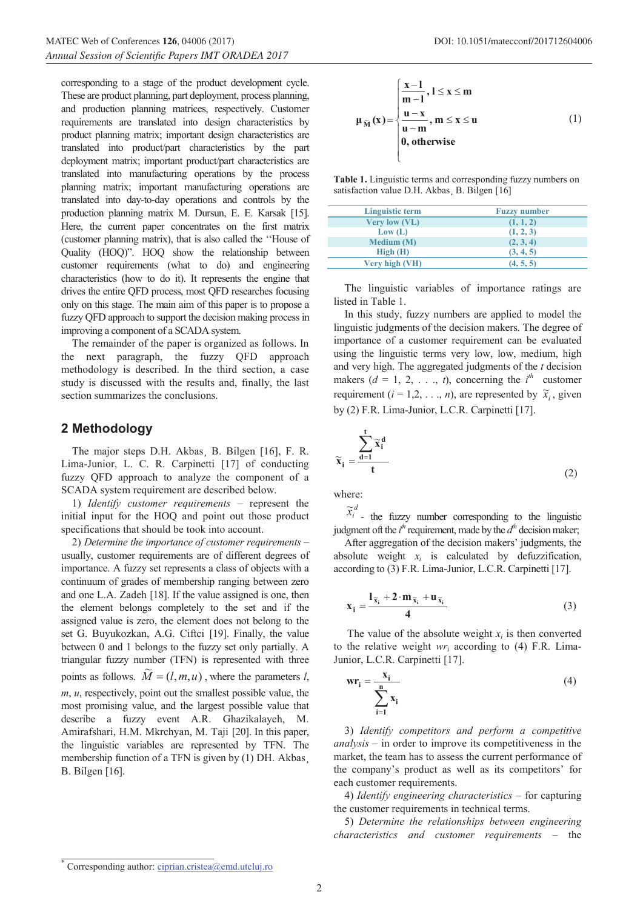corresponding to a stage of the product development cycle. These are product planning, part deployment, process planning, and production planning matrices, respectively. Customer requirements are translated into design characteristics by product planning matrix; important design characteristics are translated into product/part characteristics by the part deployment matrix; important product/part characteristics are translated into manufacturing operations by the process planning matrix; important manufacturing operations are translated into day-to-day operations and controls by the production planning matrix M. Dursun, E. E. Karsak [15]. Here, the current paper concentrates on the first matrix (customer planning matrix), that is also called the "House of Quality (HOQ)". HOQ show the relationship between customer requirements (what to do) and engineering characteristics (how to do it). It represents the engine that drives the entire QFD process, most QFD researches focusing only on this stage. The main aim of this paper is to propose a fuzzy QFD approach to support the decision making process in improving a component of a SCADA system.

The remainder of the paper is organized as follows. In the next paragraph, the fuzzy QFD approach methodology is described. In the third section, a case study is discussed with the results and, finally, the last section summarizes the conclusions.

## 2 Methodology

The major steps D.H. Akbas¸ B. Bilgen [16], F. R. Lima-Junior, L. C. R. Carpinetti [17] of conducting fuzzy QFD approach to analyze the component of a SCADA system requirement are described below.

1) *Identify customer requirements* – represent the initial input for the HOQ and point out those product specifications that should be took into account.

2) *Determine the importance of customer requirements* – usually, customer requirements are of different degrees of importance. A fuzzy set represents a class of objects with a continuum of grades of membership ranging between zero and one L.A. Zadeh [18]. If the value assigned is one, then the element belongs completely to the set and if the assigned value is zero, the element does not belong to the set G. Buyukozkan, A.G. Ciftci [19]. Finally, the value between 0 and 1 belongs to the fuzzy set only partially. A triangular fuzzy number (TFN) is represented with three points as follows. $\widetilde{M} = (l, m, u)$, where the parameters $l$, $m$, $u$, respectively, point out the smallest possible value, the most promising value, and the largest possible value that describe a fuzzy event A.R. Ghazikalayeh, M. Amirafshari, H.M. Mkrchyan, M. Taji [20]. In this paper, the linguistic variables are represented by TFN. The membership function of a TFN is given by (1) DH. Akbas¸ B. Bilgen [16].

$$\mu_{\widetilde{M}}(x) = \begin{cases} \dfrac{x-l}{m-l}, & l \le x \le m \\ \dfrac{u-x}{u-m}, & m \le x \le u \\ 0, & \text{otherwise} \end{cases} \tag{1}$$

**Table 1.** Linguistic terms and corresponding fuzzy numbers on satisfaction value D.H. Akbas¸ B. Bilgen [16]

| Linguistic term | Fuzzy number |
|---|---|
| Very low (VL) | (1, 1, 2) |
| Low (L) | (1, 2, 3) |
| Medium (M) | (2, 3, 4) |
| High (H) | (3, 4, 5) |
| Very high (VH) | (4, 5, 5) |

The linguistic variables of importance ratings are listed in Table 1.

In this study, fuzzy numbers are applied to model the linguistic judgments of the decision makers. The degree of importance of a customer requirement can be evaluated using the linguistic terms very low, low, medium, high and very high. The aggregated judgments of the $t$ decision makers ($d$ = 1, 2, . . ., $t$), concerning the $i^{th}$ customer requirement ($i$ = 1,2, . . ., $n$), are represented by $\widetilde{x}_i$, given by (2) F.R. Lima-Junior, L.C.R. Carpinetti [17].

$$\widetilde{x}_i = \frac{\sum_{d=1}^{t} \widetilde{x}_i^d}{t} \tag{2}$$

where:

$\widetilde{x}_i^d$ - the fuzzy number corresponding to the linguistic judgment oft the $i^{th}$ requirement, made by the $d^{th}$ decision maker;

After aggregation of the decision makers' judgments, the absolute weight $x_i$ is calculated by defuzzification, according to (3) F.R. Lima-Junior, L.C.R. Carpinetti [17].

$$x_i = \frac{l_{\widetilde{x}_i} + 2 \cdot m_{\widetilde{x}_i} + u_{\widetilde{x}_i}}{4} \tag{3}$$

The value of the absolute weight $x_i$ is then converted to the relative weight $wr_i$ according to (4) F.R. Lima-Junior, L.C.R. Carpinetti [17].

$$wr_i = \frac{x_i}{\sum_{i=1}^{n} x_i} \tag{4}$$

3) *Identify competitors and perform a competitive analysis* – in order to improve its competitiveness in the market, the team has to assess the current performance of the company's product as well as its competitors' for each customer requirements.

4) *Identify engineering characteristics* – for capturing the customer requirements in technical terms.

5) *Determine the relationships between engineering characteristics and customer requirements* – the

[*] Corresponding author: ciprian.cristea@emd.utcluj.ro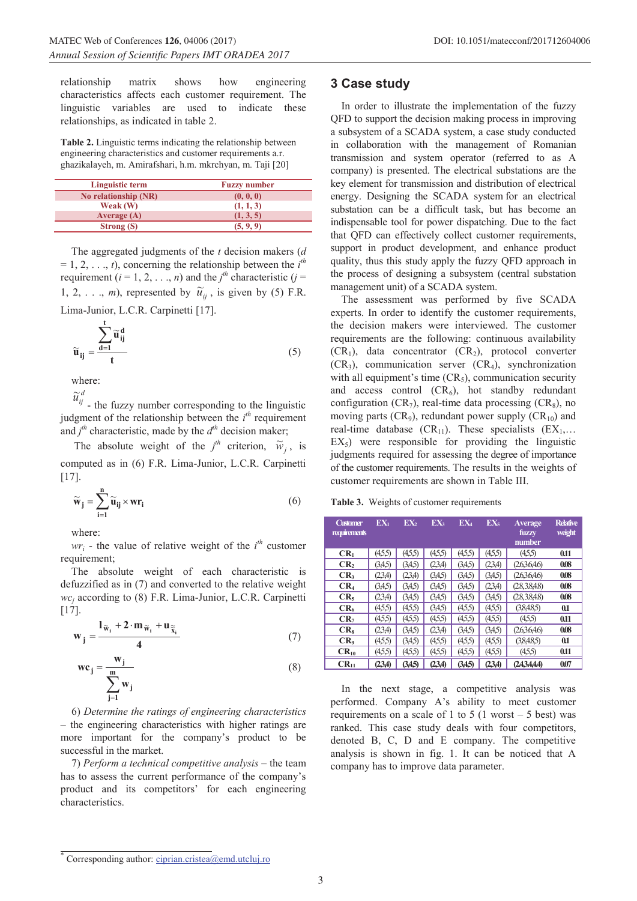relationship matrix shows how engineering characteristics affects each customer requirement. The linguistic variables are used to indicate these relationships, as indicated in table 2.

**Table 2.** Linguistic terms indicating the relationship between engineering characteristics and customer requirements a.r. ghazikalayeh, m. Amirafshari, h.m. mkrchyan, m. Taji [20]

| Linguistic term | Fuzzy number |
|---|---|
| No relationship (NR) | (0, 0, 0) |
| Weak (W) | (1, 1, 3) |
| Average (A) | (1, 3, 5) |
| Strong (S) | (5, 9, 9) |

The aggregated judgments of the $t$ decision makers ($d = 1, 2, \ldots, t$), concerning the relationship between the $i^{th}$ requirement ($i = 1, 2, \ldots, n$) and the $j^{th}$ characteristic ($j = 1, 2, \ldots, m$), represented by $\tilde{u}_{ij}$, is given by (5) F.R. Lima-Junior, L.C.R. Carpinetti [17].

$$\tilde{u}_{ij} = \frac{\sum_{d=1}^{t} \tilde{u}_{ij}^{d}}{t} \tag{5}$$

where:

$\tilde{u}_{ij}^{d}$ - the fuzzy number corresponding to the linguistic judgment of the relationship between the $i^{th}$ requirement and $j^{th}$ characteristic, made by the $d^{th}$ decision maker;

The absolute weight of the $j^{th}$ criterion, $\tilde{w}_j$, is computed as in (6) F.R. Lima-Junior, L.C.R. Carpinetti [17].

$$\tilde{w}_j = \sum_{i=1}^{n} \tilde{u}_{ij} \times wr_i \tag{6}$$

where:

$wr_i$ - the value of relative weight of the $i^{th}$ customer requirement;

The absolute weight of each characteristic is defuzzified as in (7) and converted to the relative weight $wc_j$ according to (8) F.R. Lima-Junior, L.C.R. Carpinetti [17].

$$w_j = \frac{l_{\tilde{w}_i} + 2 \cdot m_{\tilde{w}_i} + u_{\tilde{x}_i}}{4} \tag{7}$$

$$wc_j = \frac{w_j}{\sum_{j=1}^{m} w_j} \tag{8}$$

6) *Determine the ratings of engineering characteristics* – the engineering characteristics with higher ratings are more important for the company's product to be successful in the market.

7) *Perform a technical competitive analysis* – the team has to assess the current performance of the company's product and its competitors' for each engineering characteristics.

## 3 Case study

In order to illustrate the implementation of the fuzzy QFD to support the decision making process in improving a subsystem of a SCADA system, a case study conducted in collaboration with the management of Romanian transmission and system operator (referred to as A company) is presented. The electrical substations are the key element for transmission and distribution of electrical energy. Designing the SCADA system for an electrical substation can be a difficult task, but has become an indispensable tool for power dispatching. Due to the fact that QFD can effectively collect customer requirements, support in product development, and enhance product quality, thus this study apply the fuzzy QFD approach in the process of designing a subsystem (central substation management unit) of a SCADA system.

The assessment was performed by five SCADA experts. In order to identify the customer requirements, the decision makers were interviewed. The customer requirements are the following: continuous availability ($CR_1$), data concentrator ($CR_2$), protocol converter ($CR_3$), communication server ($CR_4$), synchronization with all equipment's time ($CR_5$), communication security and access control ($CR_6$), hot standby redundant configuration ($CR_7$), real-time data processing ($CR_8$), no moving parts ($CR_9$), redundant power supply ($CR_{10}$) and real-time database ($CR_{11}$). These specialists ($EX_1$,… $EX_5$) were responsible for providing the linguistic judgments required for assessing the degree of importance of the customer requirements. The results in the weights of customer requirements are shown in Table III.

**Table 3.** Weights of customer requirements

| Customer requirements | $EX_1$ | $EX_2$ | $EX_3$ | $EX_4$ | $EX_5$ | Average fuzzy number | Relative weight |
|---|---|---|---|---|---|---|---|
| $CR_1$ | (4,5,5) | (4,5,5) | (4,5,5) | (4,5,5) | (4,5,5) | (4,5,5) | 0.11 |
| $CR_2$ | (3,4,5) | (3,4,5) | (2,3,4) | (3,4,5) | (2,3,4) | (2.6,3.6,4.6) | 0.08 |
| $CR_3$ | (2,3,4) | (2,3,4) | (3,4,5) | (3,4,5) | (3,4,5) | (2.6,3.6,4.6) | 0.08 |
| $CR_4$ | (3,4,5) | (3,4,5) | (3,4,5) | (3,4,5) | (2,3,4) | (2.8,3.8,4.8) | 0.08 |
| $CR_5$ | (2,3,4) | (3,4,5) | (3,4,5) | (3,4,5) | (3,4,5) | (2.8,3.8,4.8) | 0.08 |
| $CR_6$ | (4,5,5) | (4,5,5) | (3,4,5) | (4,5,5) | (4,5,5) | (3.8,4.8,5) | 0.1 |
| $CR_7$ | (4,5,5) | (4,5,5) | (4,5,5) | (4,5,5) | (4,5,5) | (4,5,5) | 0.11 |
| $CR_8$ | (2,3,4) | (3,4,5) | (2,3,4) | (3,4,5) | (3,4,5) | (2.6,3.6,4.6) | 0.08 |
| $CR_9$ | (4,5,5) | (3,4,5) | (4,5,5) | (4,5,5) | (4,5,5) | (3.8,4.8,5) | 0.1 |
| $CR_{10}$ | (4,5,5) | (4,5,5) | (4,5,5) | (4,5,5) | (4,5,5) | (4,5,5) | 0.11 |
| $CR_{11}$ | (2,3,4) | (3,4,5) | (2,3,4) | (3,4,5) | (2,3,4) | (2.4,3.4,4.4) | 0.07 |

In the next stage, a competitive analysis was performed. Company A's ability to meet customer requirements on a scale of 1 to 5 (1 worst – 5 best) was ranked. This case study deals with four competitors, denoted B, C, D and E company. The competitive analysis is shown in fig. 1. It can be noticed that A company has to improve data parameter.

---

* Corresponding author: ciprian.cristea@emd.utcluj.ro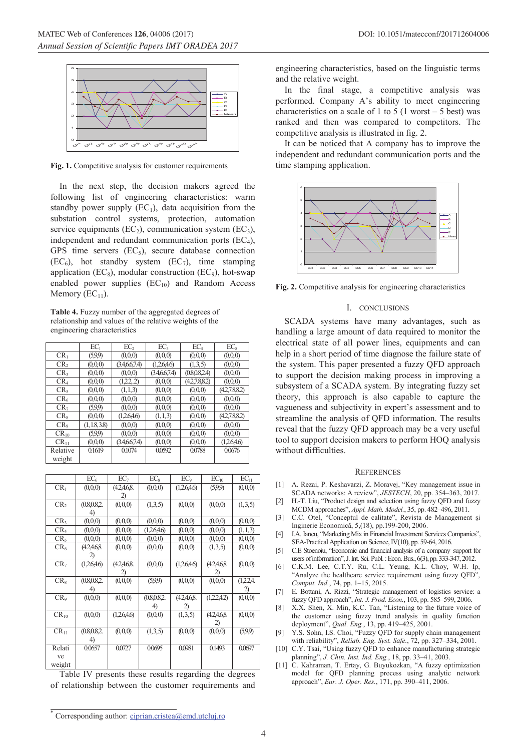Fig. 1. Competitive analysis for customer requirements

In the next step, the decision makers agreed the following list of engineering characteristics: warm standby power supply ($EC_1$), data acquisition from the substation control systems, protection, automation service equipments ($EC_2$), communication system ($EC_3$), independent and redundant communication ports ($EC_4$), GPS time servers ($EC_5$), secure database connection ($EC_6$), hot standby system ($EC_7$), time stamping application ($EC_8$), modular construction ($EC_9$), hot-swap enabled power supplies ($EC_{10}$) and Random Access Memory ($EC_{11}$).

**Table 4.** Fuzzy number of the aggregated degrees of relationship and values of the relative weights of the engineering characteristics

| | $EC_1$ | $EC_2$ | $EC_3$ | $EC_4$ | $EC_5$ |
|---|---|---|---|---|---|
| $CR_1$ | (5,9,9) | (0,0,0) | (0,0,0) | (0,0,0) | (0,0,0) |
| $CR_2$ | (0,0,0) | (3.4,6.6,7.4) | (1,2.6,4.6) | (1,3,5) | (0,0,0) |
| $CR_3$ | (0,0,0) | (0,0,0) | (3.4,6.6,7.4) | (0.8,0.8,2.4) | (0,0,0) |
| $CR_4$ | (0,0,0) | (0,0,0) | (1,2.2, 2) | (0,0,0) | (4.2,7.8,8.2) | (0,0,0) |
| $CR_5$ | (0,0,0) | (1,1,3) | (0,0,0) | (0,0,0) | (4.2,7.8,8.2) |
| $CR_6$ | (0,0,0) | (0,0,0) | (0,0,0) | (0,0,0) | (0,0,0) |
| $CR_7$ | (5,9,9) | (0,0,0) | (0,0,0) | (0,0,0) | (0,0,0) |
| $CR_8$ | (0,0,0) | (1,2.6,4.6) | (1,1,3) | (0,0,0) | (4.2,7.8,8.2) |
| $CR_9$ | (1, 1.8,3.8) | (0,0,0) | (0,0,0) | (0,0,0) | (0,0,0) |
| $CR_{10}$ | (5,9,9) | (0,0,0) | (0,0,0) | (0,0,0) | (0,0,0) |
| $CR_{11}$ | (0,0,0) | (3.4,6.6,7.4) | (0,0,0) | (0,0,0) | (1,2.6,4.6) |
| Relative weight | 0.1619 | 0.1074 | 0.0592 | 0.0788 | 0.0676 |

| | $EC_6$ | $EC_7$ | $EC_8$ | $EC_9$ | $EC_{10}$ | $EC_{11}$ |
|---|---|---|---|---|---|---|
| $CR_1$ | (0,0,0) | (4.2,4.6,8.2) | (0,0,0) | (1,2.6,4.6) | (5,9,9) | (0,0,0) |
| $CR_2$ | (0.8,0.8,2.4) | (0,0,0) | (1,3,5) | (0,0,0) | (0,0,0) | (1,3,5) |
| $CR_3$ | (0,0,0) | (0,0,0) | (0,0,0) | (0,0,0) | (0,0,0) | (0,0,0) |
| $CR_4$ | (0,0,0) | (0,0,0) | (1,2.6,4.6) | (0,0,0) | (0,0,0) | (1,1,3) |
| $CR_5$ | (0,0,0) | (0,0,0) | (0,0,0) | (0,0,0) | (0,0,0) | (0,0,0) |
| $CR_6$ | (4.2,4.6,8.2) | (0,0,0) | (0,0,0) | (0,0,0) | (1,3,5) | (0,0,0) |
| $CR_7$ | (1,2.6,4.6) | (4.2,4.6,8.2) | (0,0,0) | (1,2.6,4.6) | (4.2,4.6,8.2) | (0,0,0) |
| $CR_8$ | (0.8,0.8,2.4) | (0,0,0) | (5,9,9) | (0,0,0) | (0,0,0) | (1,2.2,4.2) |
| $CR_9$ | (0,0,0) | (0,0,0) | (0.8,0.8,2.4) | (4.2,4.6,8.2) | (1,2.2,4.2) | (0,0,0) |
| $CR_{10}$ | (0,0,0) | (1,2.6,4.6) | (0,0,0) | (1,3,5) | (4.2,4.6,8.2) | (0,0,0) |
| $CR_{11}$ | (0.8,0.8,2.4) | (0,0,0) | (1,3,5) | (0,0,0) | (0,0,0) | (5,9,9) |
| Relative weight | 0.0657 | 0.0727 | 0.0695 | 0.0981 | 0.1493 | 0.0697 |

Table IV presents these results regarding the degrees of relationship between the customer requirements and engineering characteristics, based on the linguistic terms and the relative weight.

In the final stage, a competitive analysis was performed. Company A's ability to meet engineering characteristics on a scale of 1 to 5 (1 worst – 5 best) was ranked and then was compared to competitors. The competitive analysis is illustrated in fig. 2.

It can be noticed that A company has to improve the independent and redundant communication ports and the time stamping application.

Fig. 2. Competitive analysis for engineering characteristics

## I. CONCLUSIONS

SCADA systems have many advantages, such as handling a large amount of data required to monitor the electrical state of all power lines, equipments and can help in a short period of time diagnose the failure state of the system. This paper presented a fuzzy QFD approach to support the decision making process in improving a subsystem of a SCADA system. By integrating fuzzy set theory, this approach is also capable to capture the vagueness and subjectivity in expert's assessment and to streamline the analysis of QFD information. The results reveal that the fuzzy QFD approach may be a very useful tool to support decision makers to perform HOQ analysis without difficulties.

## REFERENCES

[1] A. Rezai, P. Keshavarzi, Z. Moravej, "Key management issue in SCADA networks: A review", *JESTECH*, 20, pp. 354–363, 2017.

[2] H.-T. Liu, "Product design and selection using fuzzy QFD and fuzzy MCDM approaches", *Appl. Math. Model.*, 35, pp. 482–496, 2011.

[3] C.C. Otel, "Conceptul de calitate", Revista de Management şi Inginerie Economică, 5,(18), pp.199-200, 2006.

[4] I.A. Iancu, "Marketing Mix in Financial Investment Services Companies", SEA-Practical Application on Science, IV(10), pp. 59-64, 2016.

[5] C.E Stoenoiu, "Economic and financial analysis of a company–support for users of information", J. Int. Sci. Publ. : Econ. Bus., 6(3), pp. 333-347, 2012.

[6] C.K.M. Lee, C.T.Y. Ru, C.L. Yeung, K.L. Choy, W.H. Ip, "Analyze the healthcare service requirement using fuzzy QFD", *Comput. Ind.*, 74, pp. 1–15, 2015.

[7] E. Bottani, A. Rizzi, "Strategic management of logistics service: a fuzzy QFD approach", *Int. J. Prod. Econ.*, 103, pp. 585–599, 2006.

[8] X.X. Shen, X. Min, K.C. Tan, "Listening to the future voice of the customer using fuzzy trend analysis in quality function deployment", *Qual. Eng.*, 13, pp. 419–425, 2001.

[9] Y.S. Sohn, I.S. Choi, "Fuzzy QFD for supply chain management with reliability", *Reliab. Eng. Syst. Safe.*, 72, pp. 327–334, 2001.

[10] C.Y. Tsai, "Using fuzzy QFD to enhance manufacturing strategic planning", *J. Chin. Inst. Ind. Eng.*, 18, pp. 33–41, 2003.

[11] C. Kahraman, T. Ertay, G. Buyukozkan, "A fuzzy optimization model for QFD planning process using analytic network approach", *Eur. J. Oper. Res.*, 171, pp. 390–411, 2006.

* Corresponding author: ciprian.cristea@emd.utcluj.ro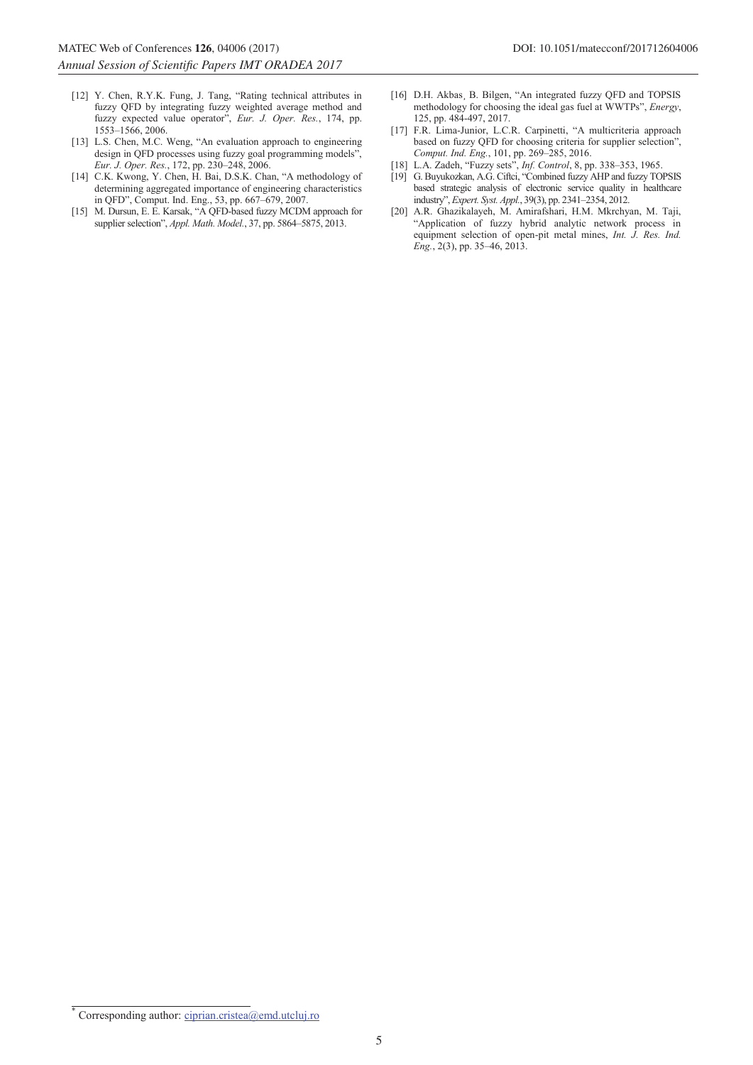[12] Y. Chen, R.Y.K. Fung, J. Tang, "Rating technical attributes in fuzzy QFD by integrating fuzzy weighted average method and fuzzy expected value operator", *Eur. J. Oper. Res.*, 174, pp. 1553–1566, 2006.

[13] L.S. Chen, M.C. Weng, "An evaluation approach to engineering design in QFD processes using fuzzy goal programming models", *Eur. J. Oper. Res.*, 172, pp. 230–248, 2006.

[14] C.K. Kwong, Y. Chen, H. Bai, D.S.K. Chan, "A methodology of determining aggregated importance of engineering characteristics in QFD", Comput. Ind. Eng., 53, pp. 667–679, 2007.

[15] M. Dursun, E. E. Karsak, "A QFD-based fuzzy MCDM approach for supplier selection", *Appl. Math. Model.*, 37, pp. 5864–5875, 2013.

[16] D.H. Akbas¸ B. Bilgen, "An integrated fuzzy QFD and TOPSIS methodology for choosing the ideal gas fuel at WWTPs", *Energy*, 125, pp. 484-497, 2017.

[17] F.R. Lima-Junior, L.C.R. Carpinetti, "A multicriteria approach based on fuzzy QFD for choosing criteria for supplier selection", *Comput. Ind. Eng.*, 101, pp. 269–285, 2016.

[18] L.A. Zadeh, "Fuzzy sets", *Inf. Control*, 8, pp. 338–353, 1965.

[19] G. Buyukozkan, A.G. Ciftci, "Combined fuzzy AHP and fuzzy TOPSIS based strategic analysis of electronic service quality in healthcare industry", *Expert. Syst. Appl.*, 39(3), pp. 2341–2354, 2012.

[20] A.R. Ghazikalayeh, M. Amirafshari, H.M. Mkrchyan, M. Taji, "Application of fuzzy hybrid analytic network process in equipment selection of open-pit metal mines, *Int. J. Res. Ind. Eng.*, 2(3), pp. 35–46, 2013.

* Corresponding author: ciprian.cristea@emd.utcluj.ro